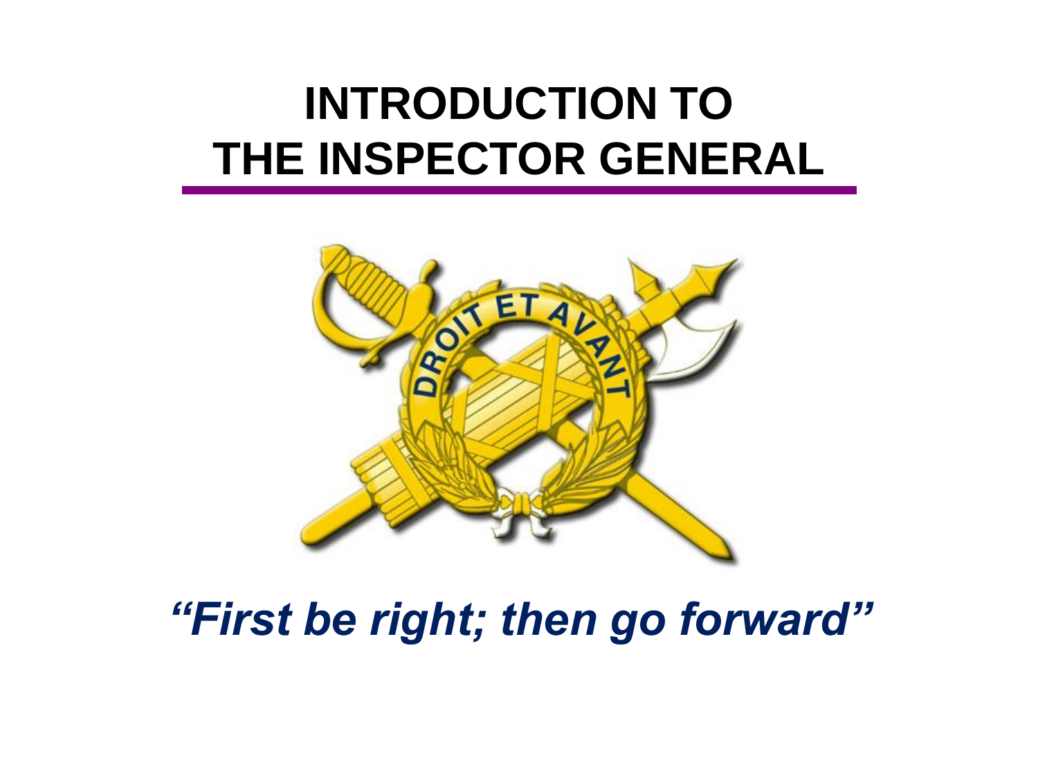# INTRODUCTION TO THE INSPECTOR GENERAL

***"First be right; then go forward"***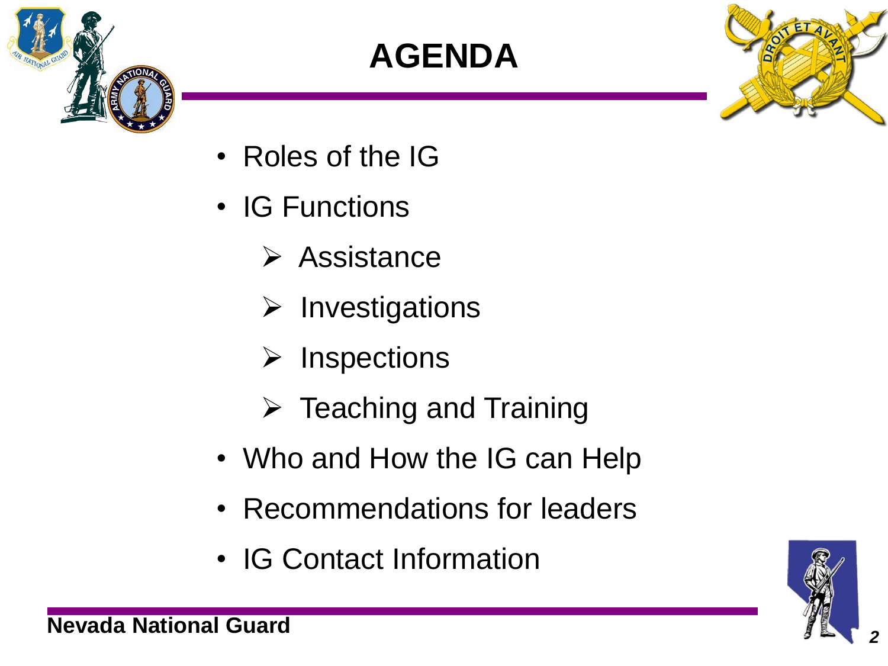# AGENDA

- Roles of the IG
- IG Functions
  - Assistance
  - Investigations
  - Inspections
  - Teaching and Training
- Who and How the IG can Help
- Recommendations for leaders
- IG Contact Information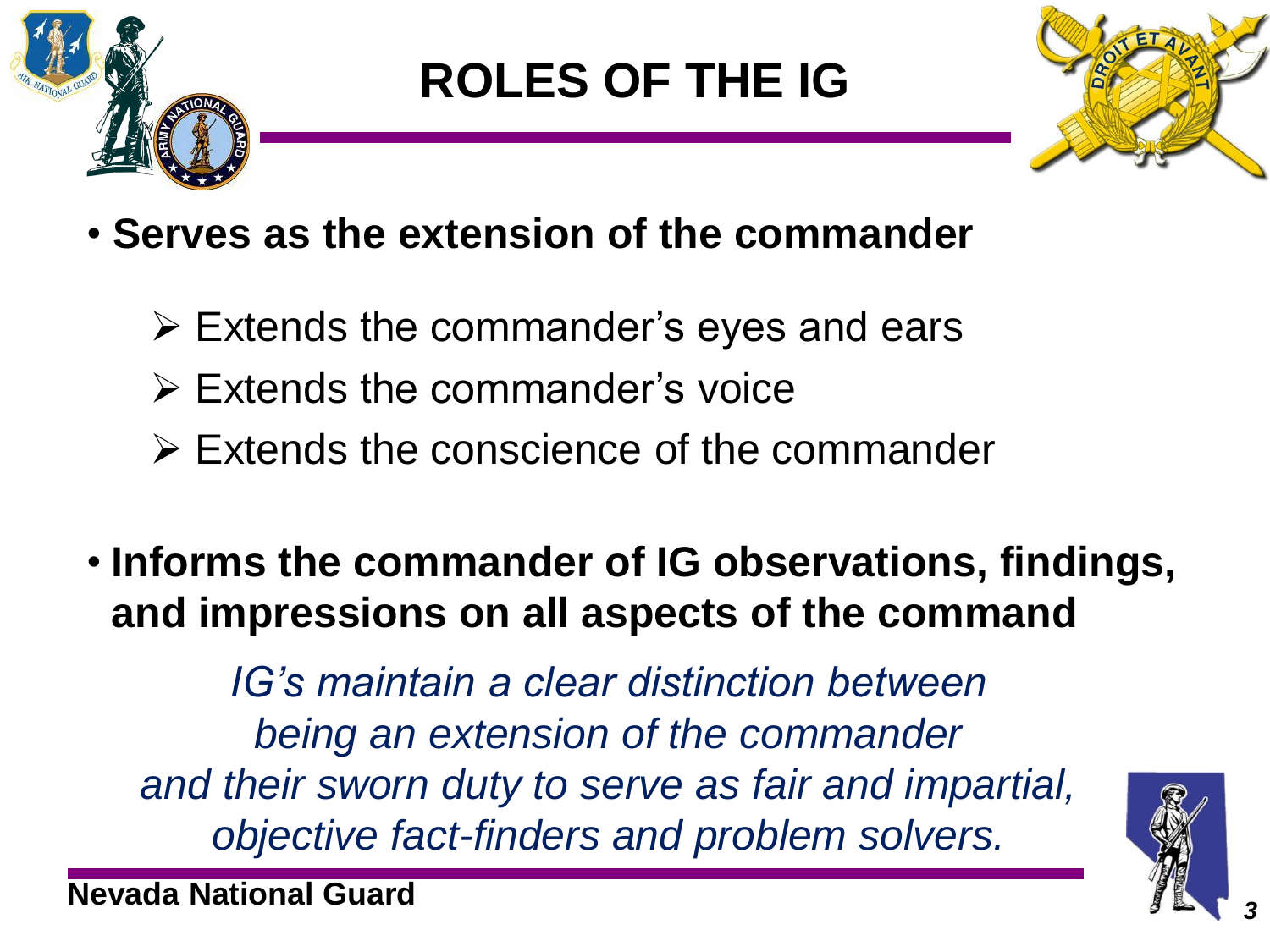# ROLES OF THE IG

- **Serves as the extension of the commander**
  - Extends the commander's eyes and ears
  - Extends the commander's voice
  - Extends the conscience of the commander

- **Informs the commander of IG observations, findings, and impressions on all aspects of the command**

*IG's maintain a clear distinction between being an extension of the commander and their sworn duty to serve as fair and impartial, objective fact-finders and problem solvers.*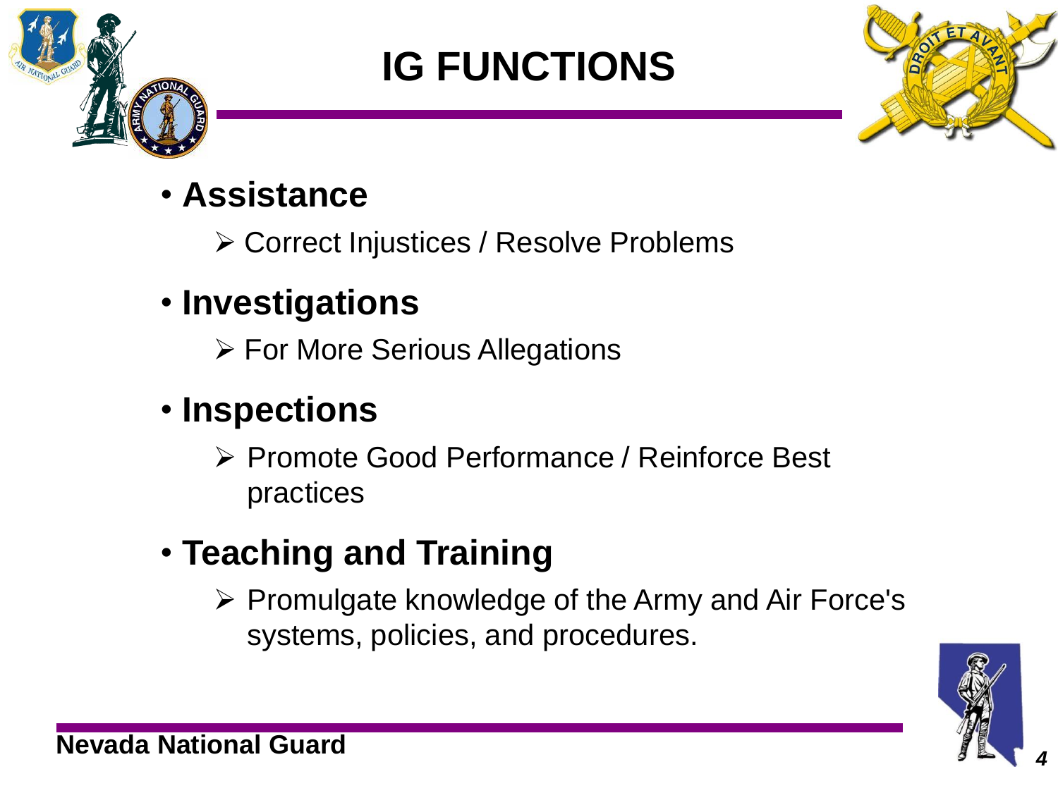# IG FUNCTIONS

- **Assistance**
  - Correct Injustices / Resolve Problems
- **Investigations**
  - For More Serious Allegations
- **Inspections**
  - Promote Good Performance / Reinforce Best practices
- **Teaching and Training**
  - Promulgate knowledge of the Army and Air Force's systems, policies, and procedures.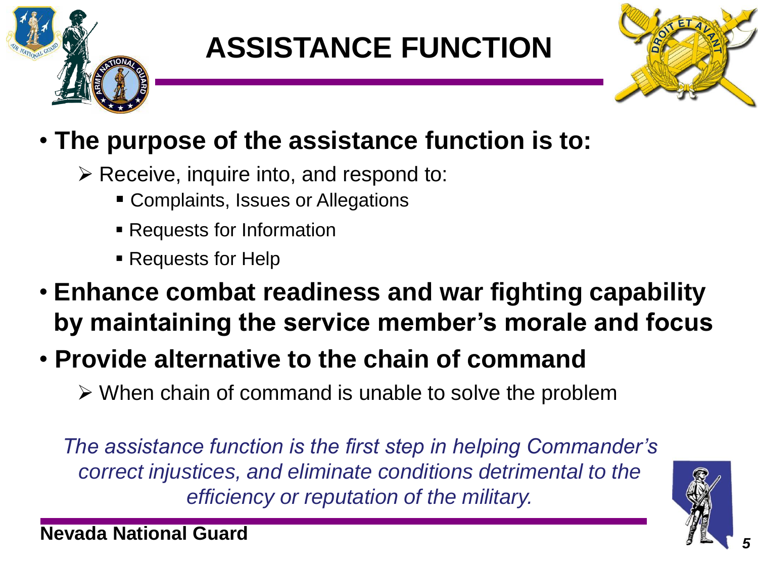# ASSISTANCE FUNCTION

- **The purpose of the assistance function is to:**
  - Receive, inquire into, and respond to:
    - Complaints, Issues or Allegations
    - Requests for Information
    - Requests for Help
- **Enhance combat readiness and war fighting capability by maintaining the service member's morale and focus**
- **Provide alternative to the chain of command**
  - When chain of command is unable to solve the problem

*The assistance function is the first step in helping Commander's correct injustices, and eliminate conditions detrimental to the efficiency or reputation of the military.*

**Nevada National Guard**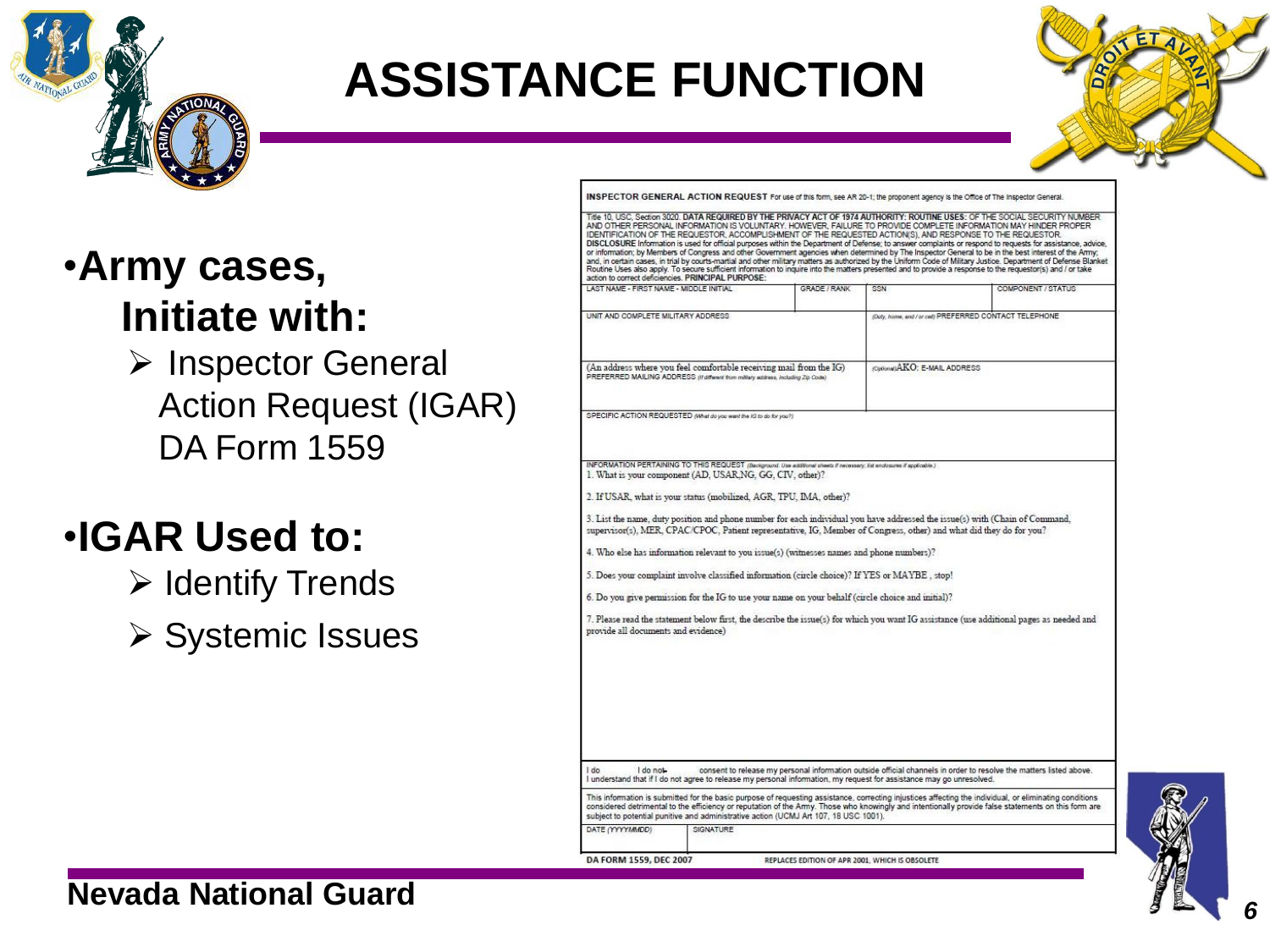# ASSISTANCE FUNCTION

- **Army cases, Initiate with:**
  - Inspector General Action Request (IGAR) DA Form 1559

- **IGAR Used to:**
  - Identify Trends
  - Systemic Issues

**INSPECTOR GENERAL ACTION REQUEST** For use of this form, see AR 20-1; the proponent agency is the Office of The Inspector General.

Title 10, USC, Section 3020. **DATA REQUIRED BY THE PRIVACY ACT OF 1974 AUTHORITY: ROUTINE USES:** OF THE SOCIAL SECURITY NUMBER AND OTHER PERSONAL INFORMATION IS VOLUNTARY. HOWEVER, FAILURE TO PROVIDE COMPLETE INFORMATION MAY HINDER PROPER IDENTIFICATION OF THE REQUESTOR, ACCOMPLISHMENT OF THE REQUESTED ACTION(S), AND RESPONSE TO THE REQUESTOR. **DISCLOSURE** Information is used for official purposes within the Department of Defense; to answer complaints or respond to requests for assistance, advice, or information; by Members of Congress and other Government agencies when determined by The Inspector General to be in the best interest of the Army; and, in certain cases, in trial by courts-martial and other military matters as authorized by the Uniform Code of Military Justice. Department of Defense Blanket Routine Uses also apply. To secure sufficient information to inquire into the matters presented and to provide a response to the requestor(s) and / or take action to correct deficiencies. **PRINCIPAL PURPOSE:**

| LAST NAME - FIRST NAME - MIDDLE INITIAL | GRADE / RANK | SSN | COMPONENT / STATUS |
| --- | --- | --- | --- |
| UNIT AND COMPLETE MILITARY ADDRESS | | (Duty, home, and / or cell) PREFERRED CONTACT TELEPHONE | |
| (An address where you feel comfortable receiving mail from the IG) PREFERRED MAILING ADDRESS (If different from military address, including Zip Code) | | (Optional) AKO: E-MAIL ADDRESS | |

SPECIFIC ACTION REQUESTED (What do you want the IG to do for you?)

INFORMATION PERTAINING TO THIS REQUEST (Background. Use additional sheets if necessary; list enclosures if applicable.)

1. What is your component (AD, USAR,NG, GG, CIV, other)?
2. If USAR, what is your status (mobilized, AGR, TPU, IMA, other)?
3. List the name, duty position and phone number for each individual you have addressed the issue(s) with (Chain of Command, supervisor(s), MER, CPAC/CPOC, Patient representative, IG, Member of Congress, other) and what did they do for you?
4. Who else has information relevant to you issue(s) (witnesses names and phone numbers)?
5. Does your complaint involve classified information (circle choice)? If YES or MAYBE , stop!
6. Do you give permission for the IG to use your name on your behalf (circle choice and initial)?
7. Please read the statement below first, the describe the issue(s) for which you want IG assistance (use additional pages as needed and provide all documents and evidence)

I do &nbsp;&nbsp;&nbsp; I do not &nbsp;&nbsp;&nbsp; consent to release my personal information outside official channels in order to resolve the matters listed above. I understand that if I do not agree to release my personal information, my request for assistance may go unresolved.

This information is submitted for the basic purpose of requesting assistance, correcting injustices affecting the individual, or eliminating conditions considered detrimental to the efficiency or reputation of the Army. Those who knowingly and intentionally provide false statements on this form are subject to potential punitive and administrative action (UCMJ Art 107, 18 USC 1001).

| DATE (YYYYMMDD) | SIGNATURE |
| --- | --- |

DA FORM 1559, DEC 2007 &nbsp;&nbsp;&nbsp; REPLACES EDITION OF APR 2001, WHICH IS OBSOLETE

Nevada National Guard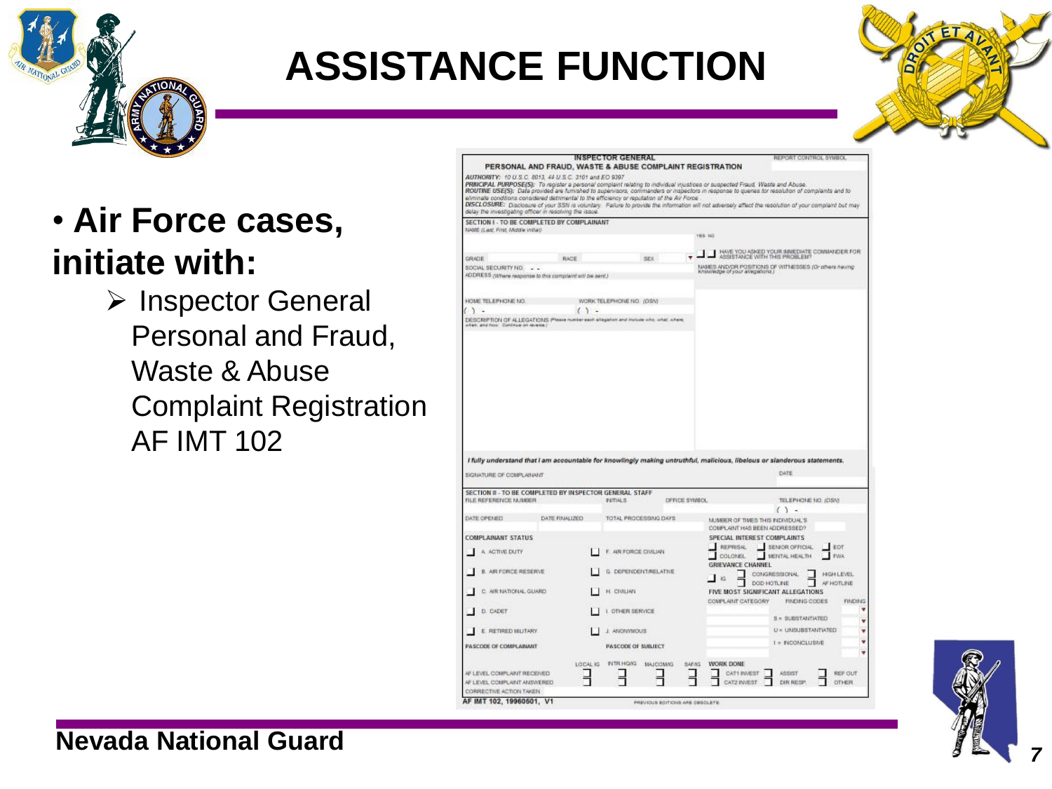# ASSISTANCE FUNCTION

- **Air Force cases, initiate with:**
  - Inspector General Personal and Fraud, Waste & Abuse Complaint Registration AF IMT 102

**INSPECTOR GENERAL**
**PERSONAL AND FRAUD, WASTE & ABUSE COMPLAINT REGISTRATION**

REPORT CONTROL SYMBOL

***AUTHORITY:*** 10 U.S.C. 8013, 44 U.S.C. 3101 and EO 9397
***PRINCIPAL PURPOSE(S):*** To register a personal complaint relating to individual injustices or suspected Fraud, Waste and Abuse.
***ROUTINE USE(S):*** Data provided are furnished to supervisors, commanders or inspectors in response to queries for resolution of complaints and to eliminate conditions considered detrimental to the efficiency or reputation of the Air Force.
***DISCLOSURE:*** Disclosure of your SSN is voluntary. Failure to provide the information will not adversely affect the resolution of your complaint but may delay the investigating officer in resolving the issue.

**SECTION I - TO BE COMPLETED BY COMPLAINANT**

NAME *(Last, First, Middle Initial)*
GRADE | RACE | SEX
SOCIAL SECURITY NO.
ADDRESS *(Where response to this complaint will be sent.)*
HOME TELEPHONE NO. | WORK TELEPHONE NO. (DSN)
DESCRIPTION OF ALLEGATIONS *(Please number each allegation and include who, what, where, when, and how. Continue on reverse.)*

YES NO — HAVE YOU ASKED YOUR IMMEDIATE COMMANDER FOR ASSISTANCE WITH THIS PROBLEM?
NAMES AND/OR POSITIONS OF WITNESSES *(Or others having knowledge of your allegations.)*

***I fully understand that I am accountable for knowingly making untruthful, malicious, libelous or slanderous statements.***

SIGNATURE OF COMPLAINANT | DATE

**SECTION II - TO BE COMPLETED BY INSPECTOR GENERAL STAFF**

FILE REFERENCE NUMBER | INITIALS | OFFICE SYMBOL | TELEPHONE NO. (DSN)
DATE OPENED | DATE FINALIZED | TOTAL PROCESSING DAYS | NUMBER OF TIMES THIS INDIVIDUAL'S COMPLAINT HAS BEEN ADDRESSED?

**COMPLAINANT STATUS**
- A. ACTIVE DUTY
- B. AIR FORCE RESERVE
- C. AIR NATIONAL GUARD
- D. CADET
- E. RETIRED MILITARY
- F. AIR FORCE CIVILIAN
- G. DEPENDENT/RELATIVE
- H. CIVILIAN
- I. OTHER SERVICE
- J. ANONYMOUS

**SPECIAL INTEREST COMPLAINTS**
REPRISAL | SENIOR OFFICIAL | EOT | COLONEL | MENTAL HEALTH | FWA

**GRIEVANCE CHANNEL**
IG | CONGRESSIONAL | HIGH LEVEL | DOD HOTLINE | AF HOTLINE

**FIVE MOST SIGNIFICANT ALLEGATIONS**
COMPLAINT CATEGORY | FINDING CODES | FINDING
S = SUBSTANTIATED
U = UNSUBSTANTIATED
I = INCONCLUSIVE

PASCODE OF COMPLAINANT | PASCODE OF SUBJECT

LOCAL IG | INTR HQ/IG | MAJCOM/IG | SAF/IG
AF LEVEL COMPLAINT RECEIVED
AF LEVEL COMPLAINT ANSWERED
CORRECTIVE ACTION TAKEN

**WORK DONE**
CAT1 INVEST | ASSIST | REF OUT | CAT2 INVEST | DIR RESP | OTHER

**AF IMT 102, 19960501, V1** PREVIOUS EDITIONS ARE OBSOLETE

**Nevada National Guard**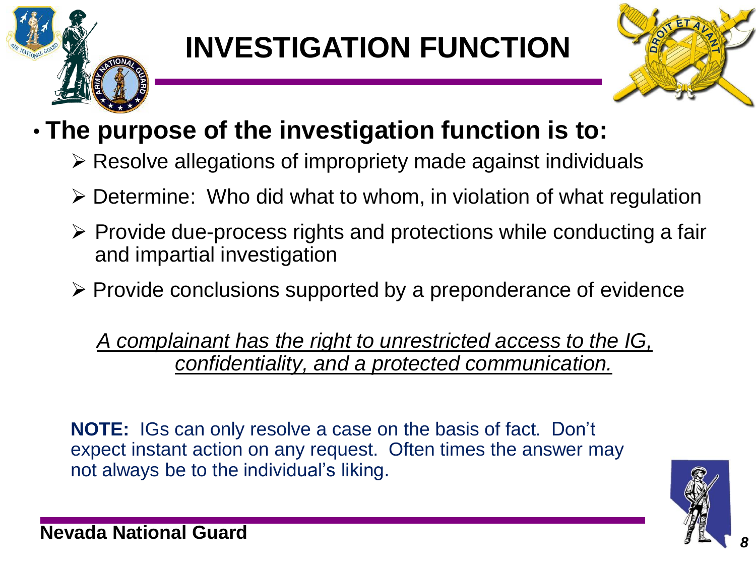# INVESTIGATION FUNCTION

- **The purpose of the investigation function is to:**
  - Resolve allegations of impropriety made against individuals
  - Determine: Who did what to whom, in violation of what regulation
  - Provide due-process rights and protections while conducting a fair and impartial investigation
  - Provide conclusions supported by a preponderance of evidence

*<u>A complainant has the right to unrestricted access to the IG, confidentiality, and a protected communication.</u>*

**NOTE:** IGs can only resolve a case on the basis of fact. Don't expect instant action on any request. Often times the answer may not always be to the individual's liking.

**Nevada National Guard**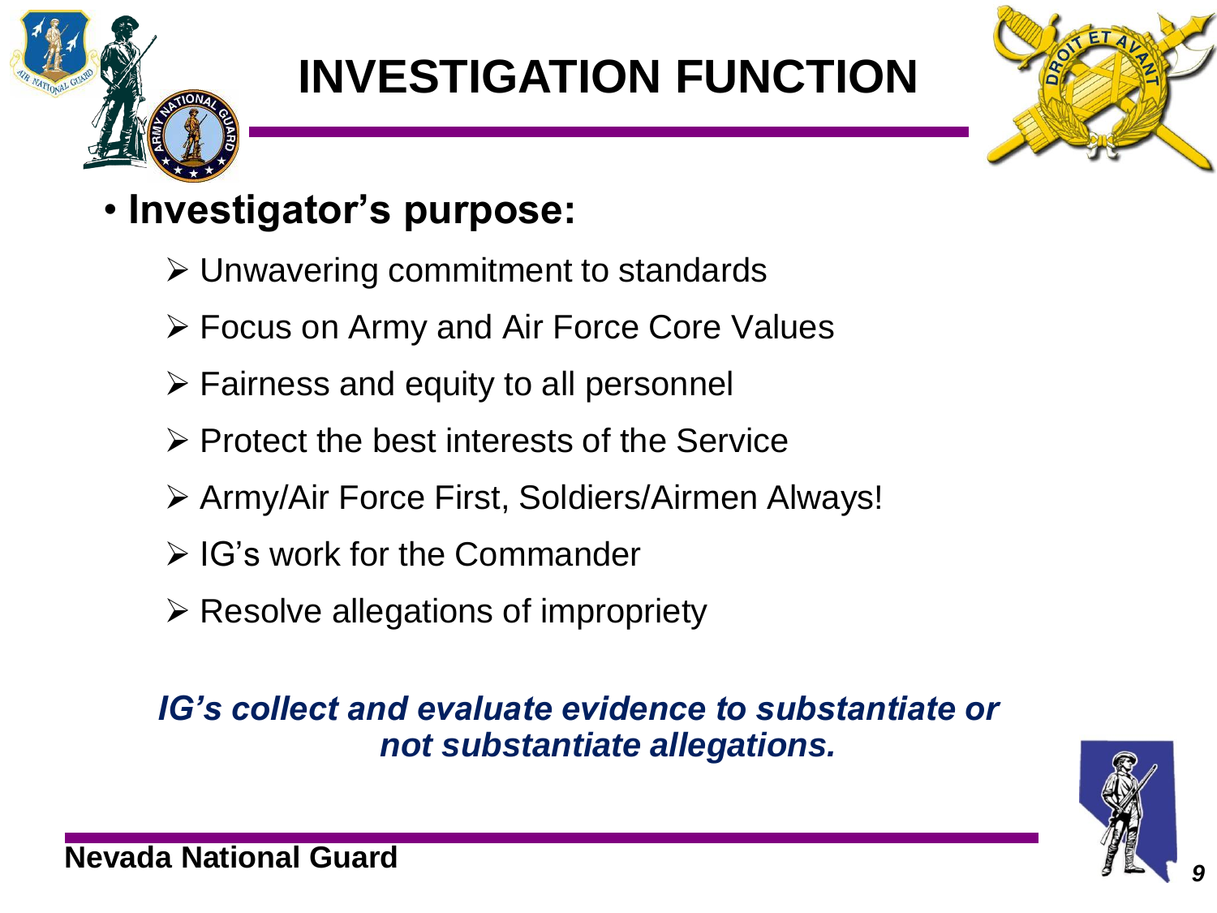# INVESTIGATION FUNCTION

- **Investigator's purpose:**
  - Unwavering commitment to standards
  - Focus on Army and Air Force Core Values
  - Fairness and equity to all personnel
  - Protect the best interests of the Service
  - Army/Air Force First, Soldiers/Airmen Always!
  - IG's work for the Commander
  - Resolve allegations of impropriety

***IG's collect and evaluate evidence to substantiate or not substantiate allegations.***

**Nevada National Guard**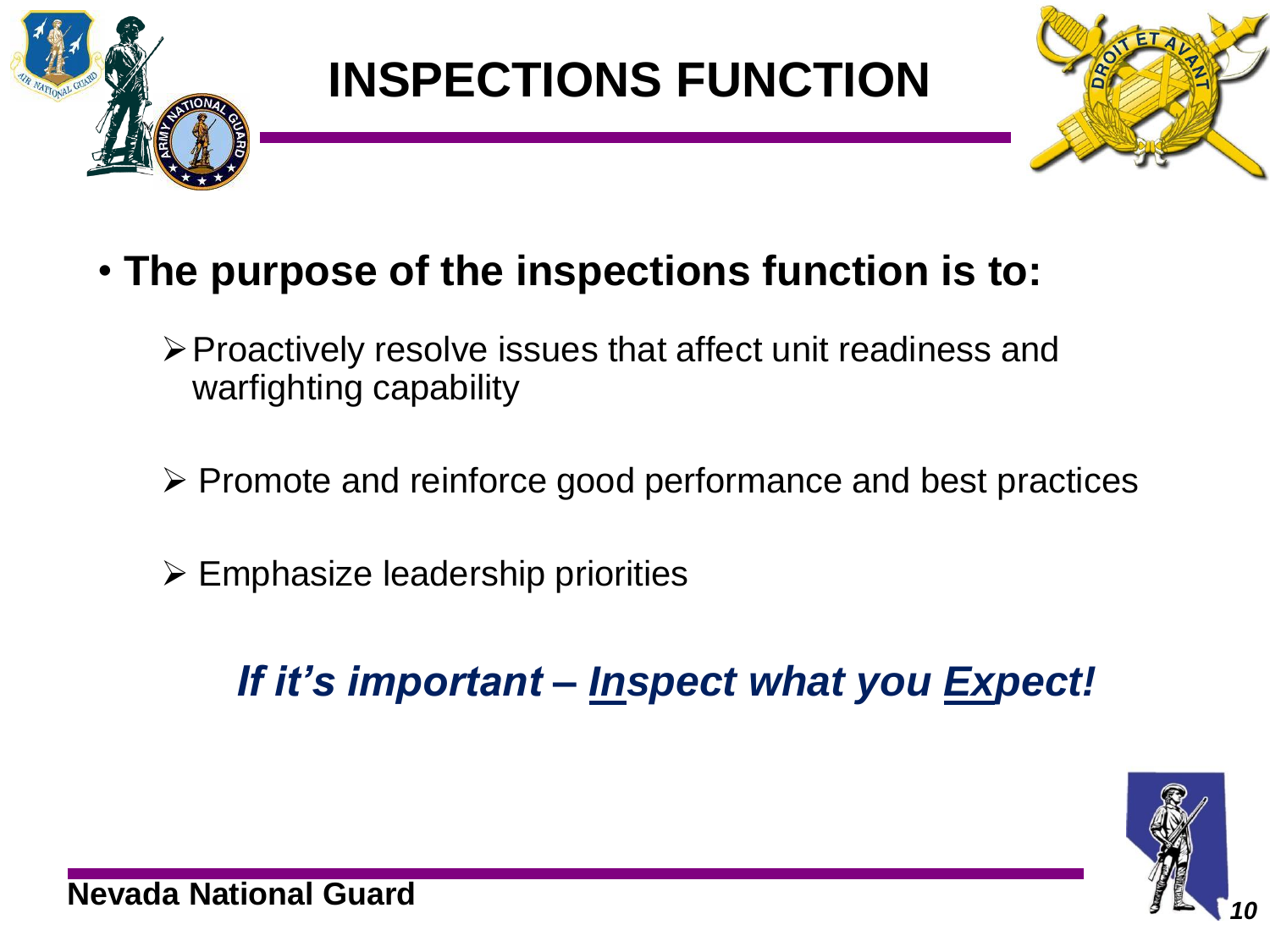# INSPECTIONS FUNCTION

- **The purpose of the inspections function is to:**
  - Proactively resolve issues that affect unit readiness and warfighting capability
  - Promote and reinforce good performance and best practices
  - Emphasize leadership priorities

***If it's important – Inspect what you Expect!***

**Nevada National Guard**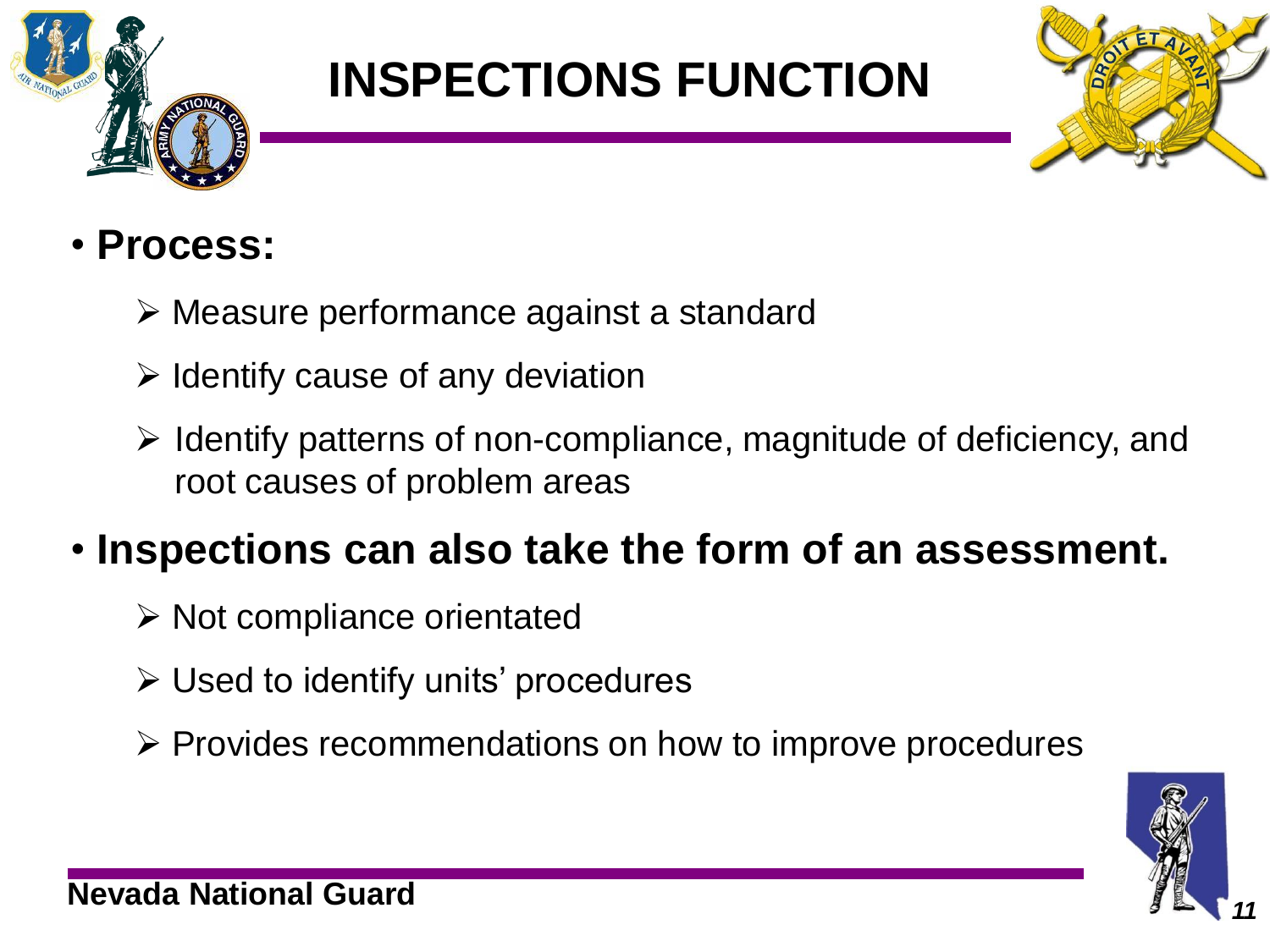# INSPECTIONS FUNCTION

- **Process:**
  - Measure performance against a standard
  - Identify cause of any deviation
  - Identify patterns of non-compliance, magnitude of deficiency, and root causes of problem areas
- **Inspections can also take the form of an assessment.**
  - Not compliance orientated
  - Used to identify units' procedures
  - Provides recommendations on how to improve procedures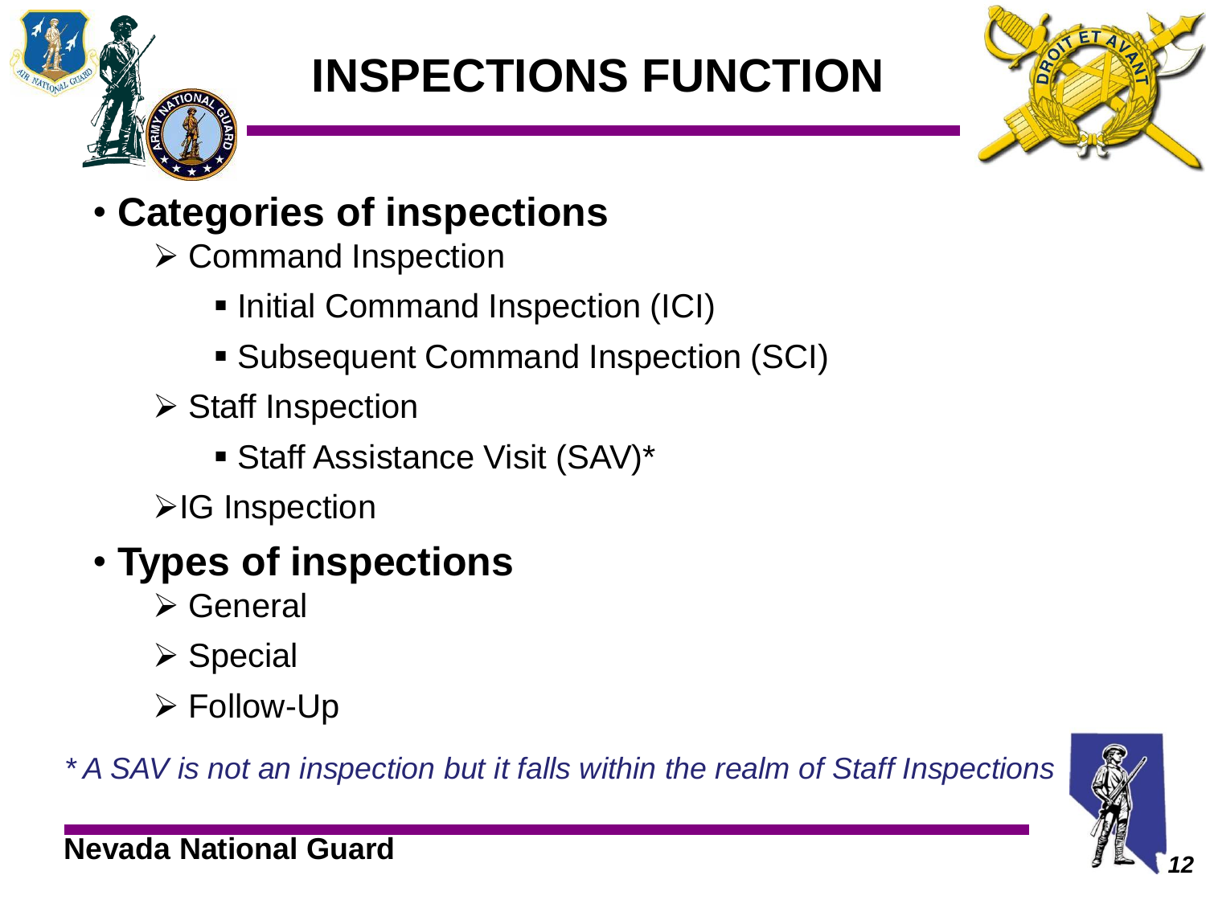# INSPECTIONS FUNCTION

- **Categories of inspections**
  - Command Inspection
    - Initial Command Inspection (ICI)
    - Subsequent Command Inspection (SCI)
  - Staff Inspection
    - Staff Assistance Visit (SAV)*
  - IG Inspection
- **Types of inspections**
  - General
  - Special
  - Follow-Up

*\* A SAV is not an inspection but it falls within the realm of Staff Inspections*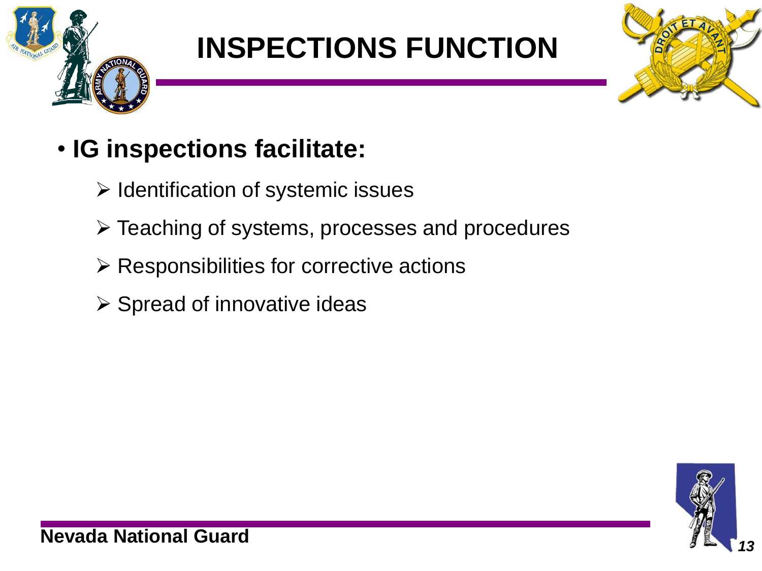# INSPECTIONS FUNCTION

- **IG inspections facilitate:**
  - Identification of systemic issues
  - Teaching of systems, processes and procedures
  - Responsibilities for corrective actions
  - Spread of innovative ideas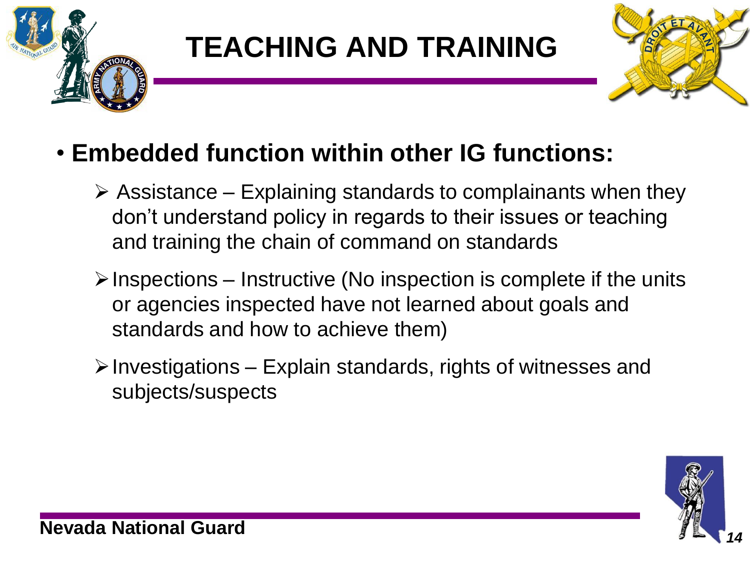# TEACHING AND TRAINING

- **Embedded function within other IG functions:**
  - Assistance – Explaining standards to complainants when they don't understand policy in regards to their issues or teaching and training the chain of command on standards
  - Inspections – Instructive (No inspection is complete if the units or agencies inspected have not learned about goals and standards and how to achieve them)
  - Investigations – Explain standards, rights of witnesses and subjects/suspects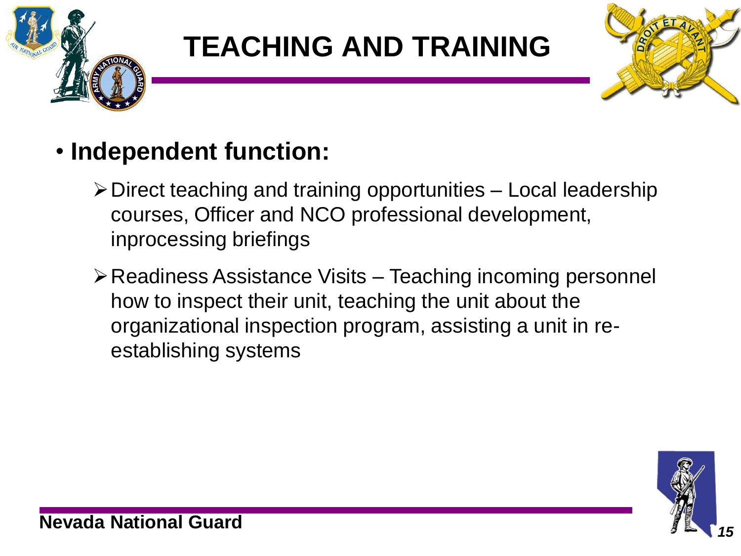# TEACHING AND TRAINING

- **Independent function:**
  - Direct teaching and training opportunities – Local leadership courses, Officer and NCO professional development, inprocessing briefings
  - Readiness Assistance Visits – Teaching incoming personnel how to inspect their unit, teaching the unit about the organizational inspection program, assisting a unit in re-establishing systems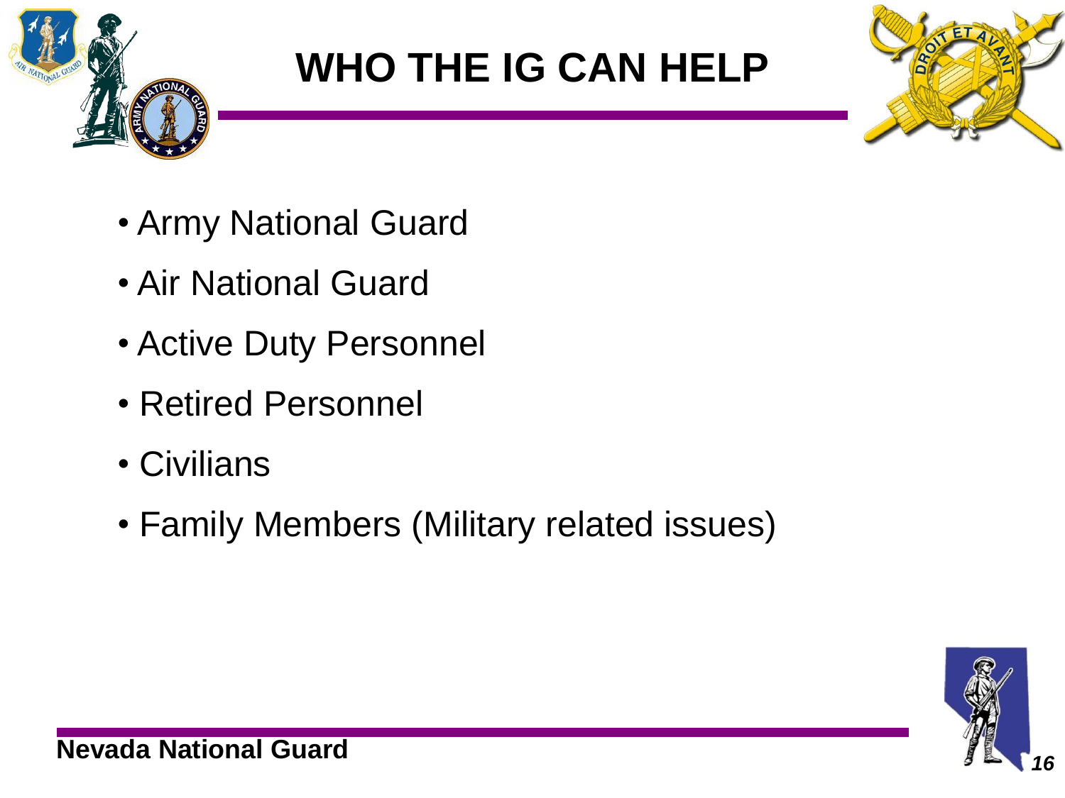# WHO THE IG CAN HELP

- Army National Guard
- Air National Guard
- Active Duty Personnel
- Retired Personnel
- Civilians
- Family Members (Military related issues)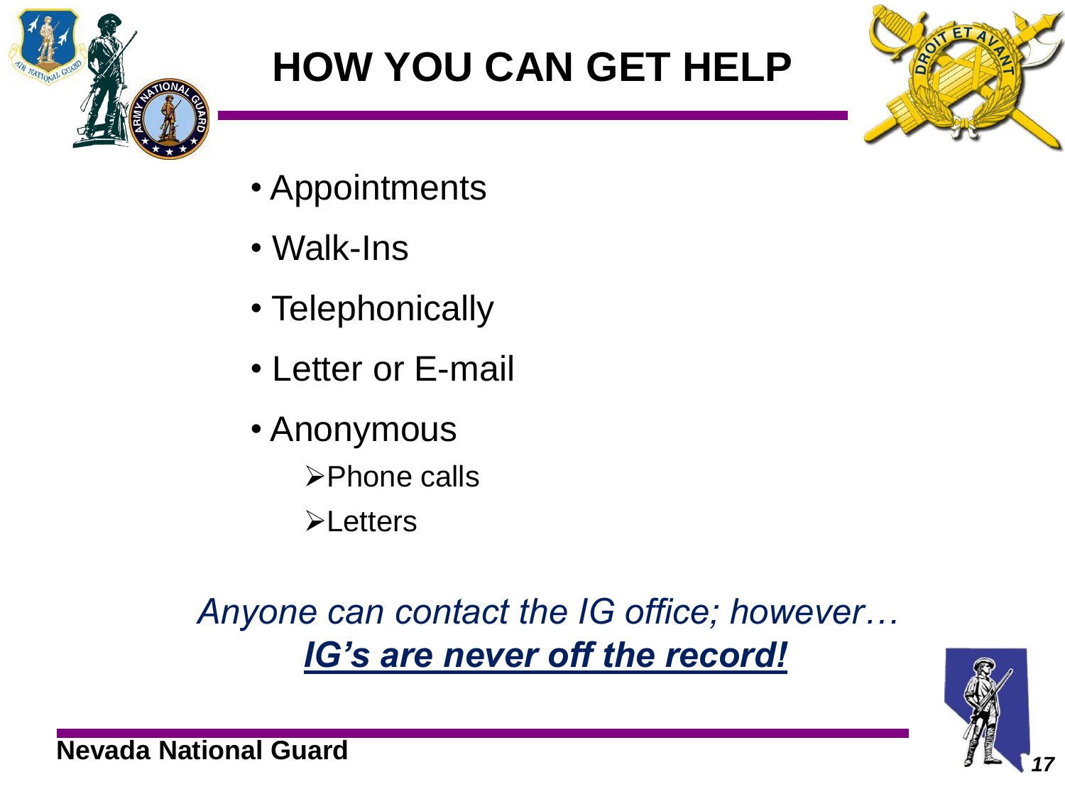# HOW YOU CAN GET HELP

- Appointments
- Walk-Ins
- Telephonically
- Letter or E-mail
- Anonymous
  - Phone calls
  - Letters

*Anyone can contact the IG office; however…*
***<u>IG's are never off the record!</u>***

**Nevada National Guard**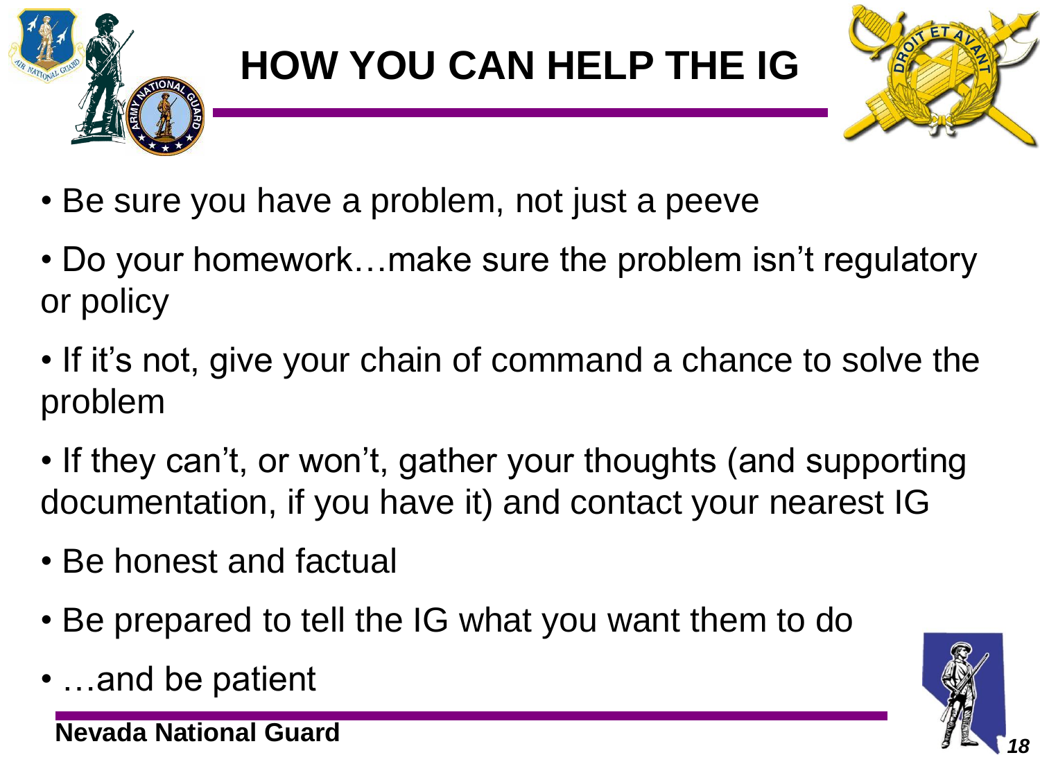# HOW YOU CAN HELP THE IG

- Be sure you have a problem, not just a peeve
- Do your homework…make sure the problem isn't regulatory or policy
- If it's not, give your chain of command a chance to solve the problem
- If they can't, or won't, gather your thoughts (and supporting documentation, if you have it) and contact your nearest IG
- Be honest and factual
- Be prepared to tell the IG what you want them to do
- …and be patient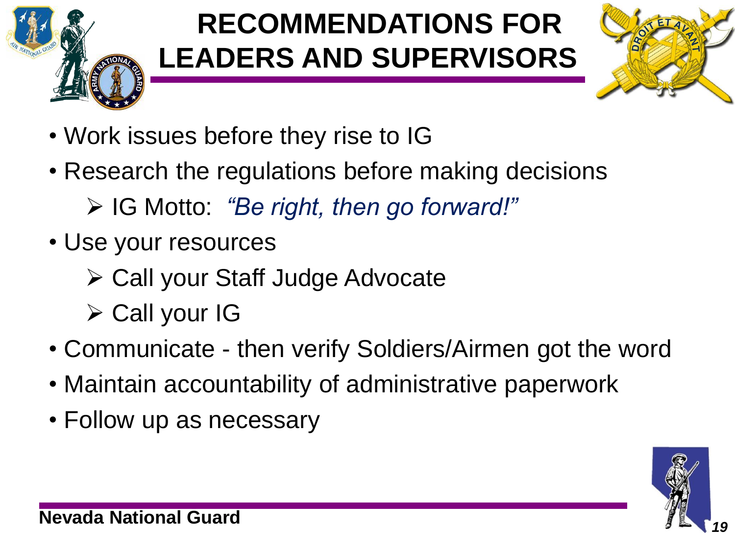# RECOMMENDATIONS FOR LEADERS AND SUPERVISORS

- Work issues before they rise to IG
- Research the regulations before making decisions
  - IG Motto: *"Be right, then go forward!"*
- Use your resources
  - Call your Staff Judge Advocate
  - Call your IG
- Communicate - then verify Soldiers/Airmen got the word
- Maintain accountability of administrative paperwork
- Follow up as necessary

**Nevada National Guard**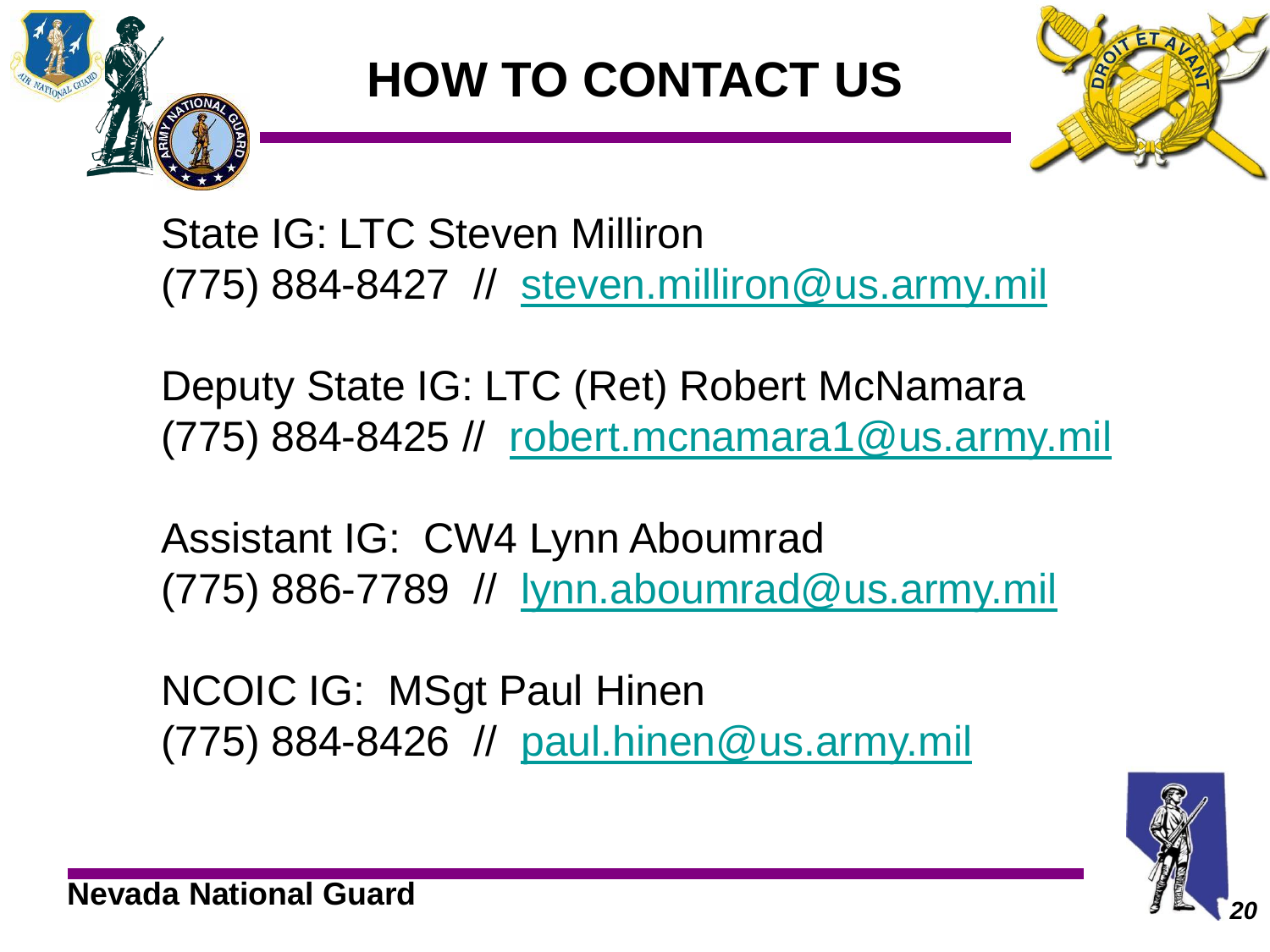# HOW TO CONTACT US

State IG: LTC Steven Milliron
(775) 884-8427 // steven.milliron@us.army.mil

Deputy State IG: LTC (Ret) Robert McNamara
(775) 884-8425 // robert.mcnamara1@us.army.mil

Assistant IG: CW4 Lynn Aboumrad
(775) 886-7789 // lynn.aboumrad@us.army.mil

NCOIC IG: MSgt Paul Hinen
(775) 884-8426 // paul.hinen@us.army.mil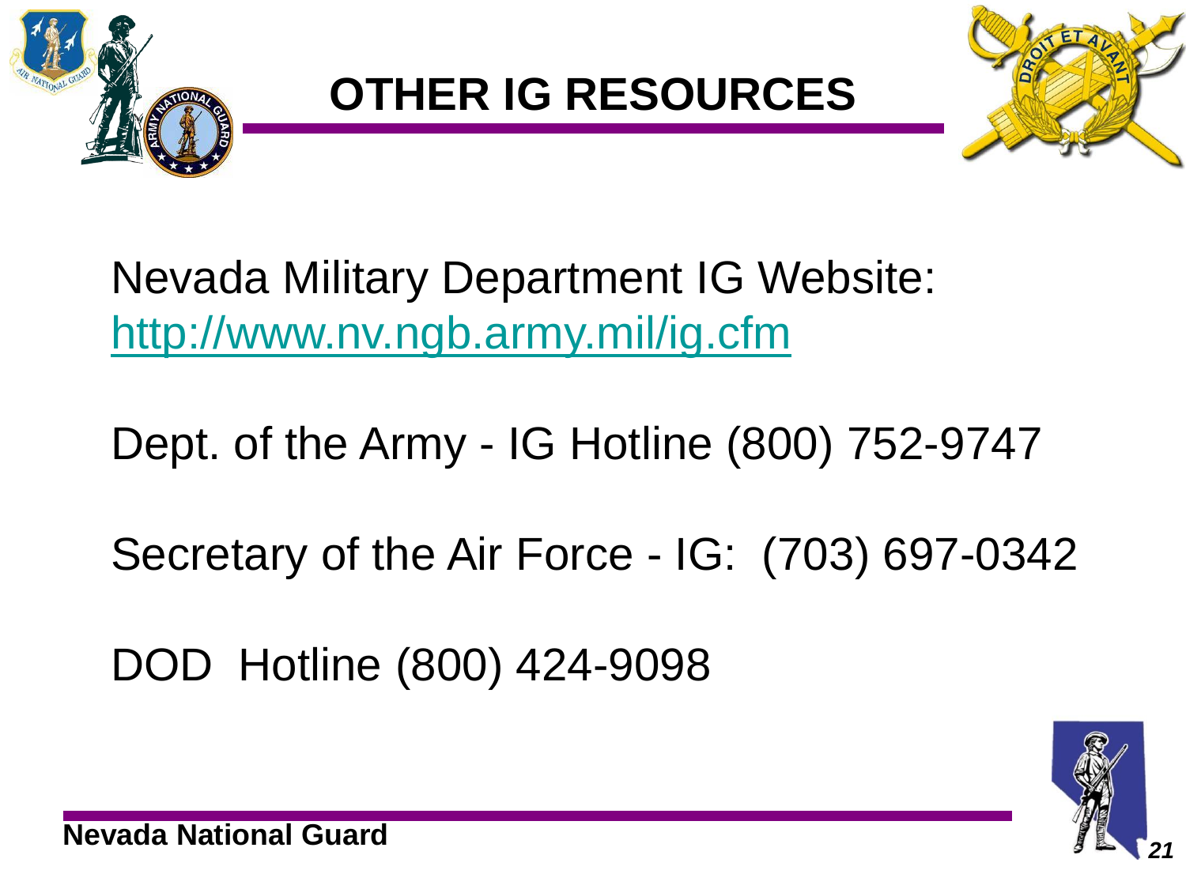# OTHER IG RESOURCES

Nevada Military Department IG Website: http://www.nv.ngb.army.mil/ig.cfm

Dept. of the Army - IG Hotline (800) 752-9747

Secretary of the Air Force - IG: (703) 697-0342

DOD Hotline (800) 424-9098

**Nevada National Guard**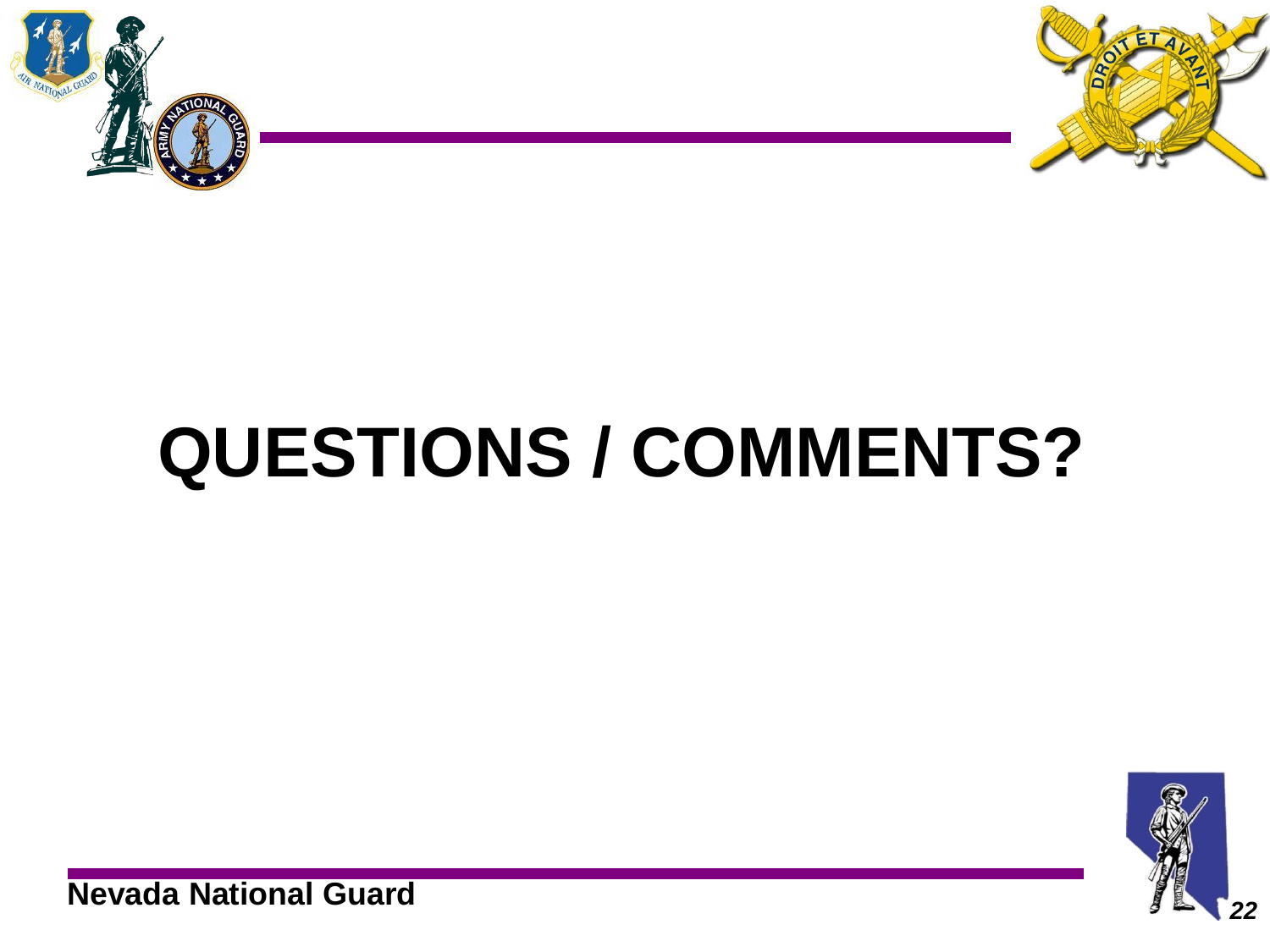# QUESTIONS / COMMENTS?